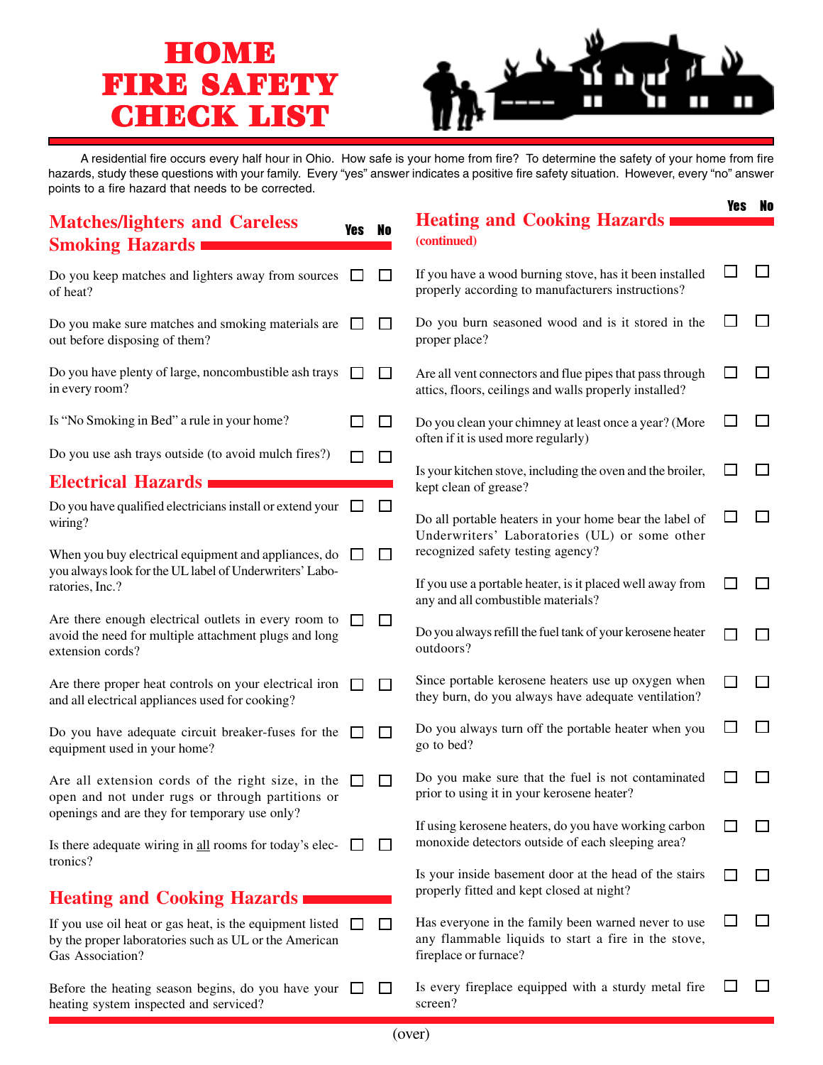# HOME FIRE SAFETY CHECK LIST

A residential fire occurs every half hour in Ohio. How safe is your home from fire? To determine the safety of your home from fire hazards, study these questions with your family. Every "yes" answer indicates a positive fire safety situation. However, every "no" answer points to a fire hazard that needs to be corrected.

## Matches/lighters and Careless Smoking Hazards

| | Yes | No |
|---|---|---|
| Do you keep matches and lighters away from sources of heat? | ☐ | ☐ |
| Do you make sure matches and smoking materials are out before disposing of them? | ☐ | ☐ |
| Do you have plenty of large, noncombustible ash trays in every room? | ☐ | ☐ |
| Is "No Smoking in Bed" a rule in your home? | ☐ | ☐ |
| Do you use ash trays outside (to avoid mulch fires?) | ☐ | ☐ |

## Electrical Hazards

| | Yes | No |
|---|---|---|
| Do you have qualified electricians install or extend your wiring? | ☐ | ☐ |
| When you buy electrical equipment and appliances, do you always look for the UL label of Underwriters' Laboratories, Inc.? | ☐ | ☐ |
| Are there enough electrical outlets in every room to avoid the need for multiple attachment plugs and long extension cords? | ☐ | ☐ |
| Are there proper heat controls on your electrical iron and all electrical appliances used for cooking? | ☐ | ☐ |
| Do you have adequate circuit breaker-fuses for the equipment used in your home? | ☐ | ☐ |
| Are all extension cords of the right size, in the open and not under rugs or through partitions or openings and are they for temporary use only? | ☐ | ☐ |
| Is there adequate wiring in all rooms for today's electronics? | ☐ | ☐ |

## Heating and Cooking Hazards

| | Yes | No |
|---|---|---|
| If you use oil heat or gas heat, is the equipment listed by the proper laboratories such as UL or the American Gas Association? | ☐ | ☐ |
| Before the heating season begins, do you have your heating system inspected and serviced? | ☐ | ☐ |

## Heating and Cooking Hazards (continued)

| | Yes | No |
|---|---|---|
| If you have a wood burning stove, has it been installed properly according to manufacturers instructions? | ☐ | ☐ |
| Do you burn seasoned wood and is it stored in the proper place? | ☐ | ☐ |
| Are all vent connectors and flue pipes that pass through attics, floors, ceilings and walls properly installed? | ☐ | ☐ |
| Do you clean your chimney at least once a year? (More often if it is used more regularly) | ☐ | ☐ |
| Is your kitchen stove, including the oven and the broiler, kept clean of grease? | ☐ | ☐ |
| Do all portable heaters in your home bear the label of Underwriters' Laboratories (UL) or some other recognized safety testing agency? | ☐ | ☐ |
| If you use a portable heater, is it placed well away from any and all combustible materials? | ☐ | ☐ |
| Do you always refill the fuel tank of your kerosene heater outdoors? | ☐ | ☐ |
| Since portable kerosene heaters use up oxygen when they burn, do you always have adequate ventilation? | ☐ | ☐ |
| Do you always turn off the portable heater when you go to bed? | ☐ | ☐ |
| Do you make sure that the fuel is not contaminated prior to using it in your kerosene heater? | ☐ | ☐ |
| If using kerosene heaters, do you have working carbon monoxide detectors outside of each sleeping area? | ☐ | ☐ |
| Is your inside basement door at the head of the stairs properly fitted and kept closed at night? | ☐ | ☐ |
| Has everyone in the family been warned never to use any flammable liquids to start a fire in the stove, fireplace or furnace? | ☐ | ☐ |
| Is every fireplace equipped with a sturdy metal fire screen? | ☐ | ☐ |

(over)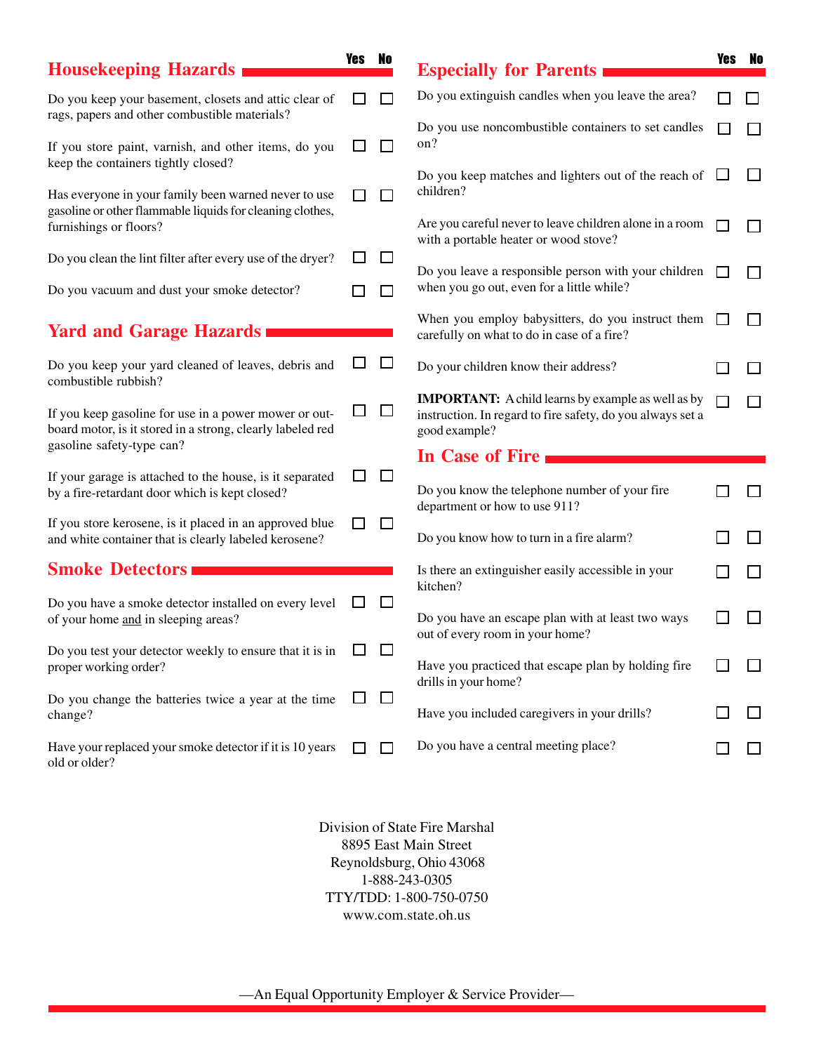## Housekeeping Hazards

| | Yes | No |
|---|---|---|
| Do you keep your basement, closets and attic clear of rags, papers and other combustible materials? | ☐ | ☐ |
| If you store paint, varnish, and other items, do you keep the containers tightly closed? | ☐ | ☐ |
| Has everyone in your family been warned never to use gasoline or other flammable liquids for cleaning clothes, furnishings or floors? | ☐ | ☐ |
| Do you clean the lint filter after every use of the dryer? | ☐ | ☐ |
| Do you vacuum and dust your smoke detector? | ☐ | ☐ |

## Yard and Garage Hazards

| | Yes | No |
|---|---|---|
| Do you keep your yard cleaned of leaves, debris and combustible rubbish? | ☐ | ☐ |
| If you keep gasoline for use in a power mower or outboard motor, is it stored in a strong, clearly labeled red gasoline safety-type can? | ☐ | ☐ |
| If your garage is attached to the house, is it separated by a fire-retardant door which is kept closed? | ☐ | ☐ |
| If you store kerosene, is it placed in an approved blue and white container that is clearly labeled kerosene? | ☐ | ☐ |

## Smoke Detectors

| | Yes | No |
|---|---|---|
| Do you have a smoke detector installed on every level of your home and in sleeping areas? | ☐ | ☐ |
| Do you test your detector weekly to ensure that it is in proper working order? | ☐ | ☐ |
| Do you change the batteries twice a year at the time change? | ☐ | ☐ |
| Have your replaced your smoke detector if it is 10 years old or older? | ☐ | ☐ |

## Especially for Parents

| | Yes | No |
|---|---|---|
| Do you extinguish candles when you leave the area? | ☐ | ☐ |
| Do you use noncombustible containers to set candles on? | ☐ | ☐ |
| Do you keep matches and lighters out of the reach of children? | ☐ | ☐ |
| Are you careful never to leave children alone in a room with a portable heater or wood stove? | ☐ | ☐ |
| Do you leave a responsible person with your children when you go out, even for a little while? | ☐ | ☐ |
| When you employ babysitters, do you instruct them carefully on what to do in case of a fire? | ☐ | ☐ |
| Do your children know their address? | ☐ | ☐ |
| **IMPORTANT:** A child learns by example as well as by instruction. In regard to fire safety, do you always set a good example? | ☐ | ☐ |

## In Case of Fire

| | Yes | No |
|---|---|---|
| Do you know the telephone number of your fire department or how to use 911? | ☐ | ☐ |
| Do you know how to turn in a fire alarm? | ☐ | ☐ |
| Is there an extinguisher easily accessible in your kitchen? | ☐ | ☐ |
| Do you have an escape plan with at least two ways out of every room in your home? | ☐ | ☐ |
| Have you practiced that escape plan by holding fire drills in your home? | ☐ | ☐ |
| Have you included caregivers in your drills? | ☐ | ☐ |
| Do you have a central meeting place? | ☐ | ☐ |

Division of State Fire Marshal
8895 East Main Street
Reynoldsburg, Ohio 43068
1-888-243-0305
TTY/TDD: 1-800-750-0750
www.com.state.oh.us

—An Equal Opportunity Employer & Service Provider—